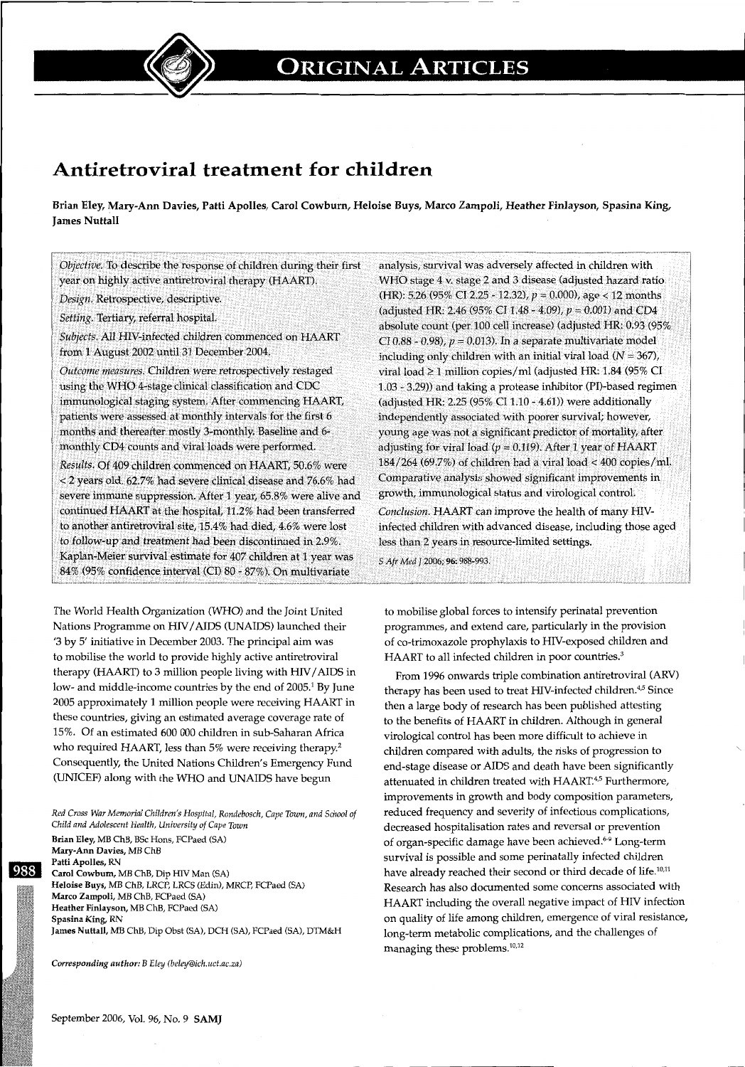# Antiretroviral treatment for children

**Brian Eley, Mary-Ann Davies, Patti Apolles, Carol Cowburn, Heloise Buys, Marco Zampoli, Heather Finlayson, Spasina King, James Nuttall**

*Objective.* To describe the response of children during their first year on highly active antiretroviral therapy (HAART).

*Design.* Retrospective, descriptive.

*Setting.* Tertiary, referral hospital.

*Subjects.* All HIV-infected children commenced on HAART from 1 August 2002 until 31 December 2004.

*Outcome measures.* Children were retrospectively restaged using the WHO 4-stage clinical classification and CDC immunological staging system. After commencing HAART, patients were assessed at monthly intervals for the first 6 months and thereafter mostly 3-monthly. Baseline and 6-monthly CD4 counts and viral loads were performed.

*Results.* Of 409 children commenced on HAART, 50.6% were < 2 years old. 62.7% had severe clinical disease and 76.6% had severe immune suppression. After 1 year, 65.8% were alive and continued HAART at the hospital, 11.2% had been transferred to another antiretroviral site, 15.4% had died, 4.6% were lost to follow-up and treatment had been discontinued in 2.9%. Kaplan-Meier survival estimate for 407 children at 1 year was 84% (95% confidence interval (CI) 80 - 87%). On multivariate analysis, survival was adversely affected in children with WHO stage 4 v. stage 2 and 3 disease (adjusted hazard ratio (HR): 5.26 (95% CI 2.25 - 12.32), $p = 0.000$), age < 12 months (adjusted HR: 2.46 (95% CI 1.48 - 4.09), $p = 0.001$) and CD4 absolute count (per 100 cell increase) (adjusted HR: 0.93 (95% CI 0.88 - 0.98), $p = 0.013$). In a separate multivariate model including only children with an initial viral load ($N = 367$), viral load ≥ 1 million copies/ml (adjusted HR: 1.84 (95% CI 1.03 - 3.29)) and taking a protease inhibitor (PI)-based regimen (adjusted HR: 2.25 (95% CI 1.10 - 4.61)) were additionally independently associated with poorer survival; however, young age was not a significant predictor of mortality, after adjusting for viral load ($p = 0.119$). After 1 year of HAART 184/264 (69.7%) of children had a viral load < 400 copies/ml. Comparative analysis showed significant improvements in growth, immunological status and virological control.

*Conclusion.* HAART can improve the health of many HIV-infected children with advanced disease, including those aged less than 2 years in resource-limited settings.

*S Afr Med J* 2006; **96:** 988-993.

The World Health Organization (WHO) and the Joint United Nations Programme on HIV/AIDS (UNAIDS) launched their '3 by 5' initiative in December 2003. The principal aim was to mobilise the world to provide highly active antiretroviral therapy (HAART) to 3 million people living with HIV/AIDS in low- and middle-income countries by the end of 2005.[1] By June 2005 approximately 1 million people were receiving HAART in these countries, giving an estimated average coverage rate of 15%. Of an estimated 600 000 children in sub-Saharan Africa who required HAART, less than 5% were receiving therapy.[2] Consequently, the United Nations Children's Emergency Fund (UNICEF) along with the WHO and UNAIDS have begun to mobilise global forces to intensify perinatal prevention programmes, and extend care, particularly in the provision of co-trimoxazole prophylaxis to HIV-exposed children and HAART to all infected children in poor countries.[3]

From 1996 onwards triple combination antiretroviral (ARV) therapy has been used to treat HIV-infected children.[4,5] Since then a large body of research has been published attesting to the benefits of HAART in children. Although in general virological control has been more difficult to achieve in children compared with adults, the risks of progression to end-stage disease or AIDS and death have been significantly attenuated in children treated with HAART.[4,5] Furthermore, improvements in growth and body composition parameters, reduced frequency and severity of infectious complications, decreased hospitalisation rates and reversal or prevention of organ-specific damage have been achieved.[6-9] Long-term survival is possible and some perinatally infected children have already reached their second or third decade of life.[10,11] Research has also documented some concerns associated with HAART including the overall negative impact of HIV infection on quality of life among children, emergence of viral resistance, long-term metabolic complications, and the challenges of managing these problems.[10,12]

*Red Cross War Memorial Children's Hospital, Rondebosch, Cape Town, and School of Child and Adolescent Health, University of Cape Town*

**Brian Eley,** MB ChB, BSc Hons, FCPaed (SA)
**Mary-Ann Davies,** MB ChB
**Patti Apolles,** RN
**Carol Cowburn,** MB ChB, Dip HIV Man (SA)
**Heloise Buys,** MB ChB, LRCP, LRCS (Edin), MRCP, FCPaed (SA)
**Marco Zampoli,** MB ChB, FCPaed (SA)
**Heather Finlayson,** MB ChB, FCPaed (SA)
**Spasina King,** RN
**James Nuttall,** MB ChB, Dip Obst (SA), DCH (SA), FCPaed (SA), DTM&H

*Corresponding author: B Eley (beley@ich.uct.ac.za)*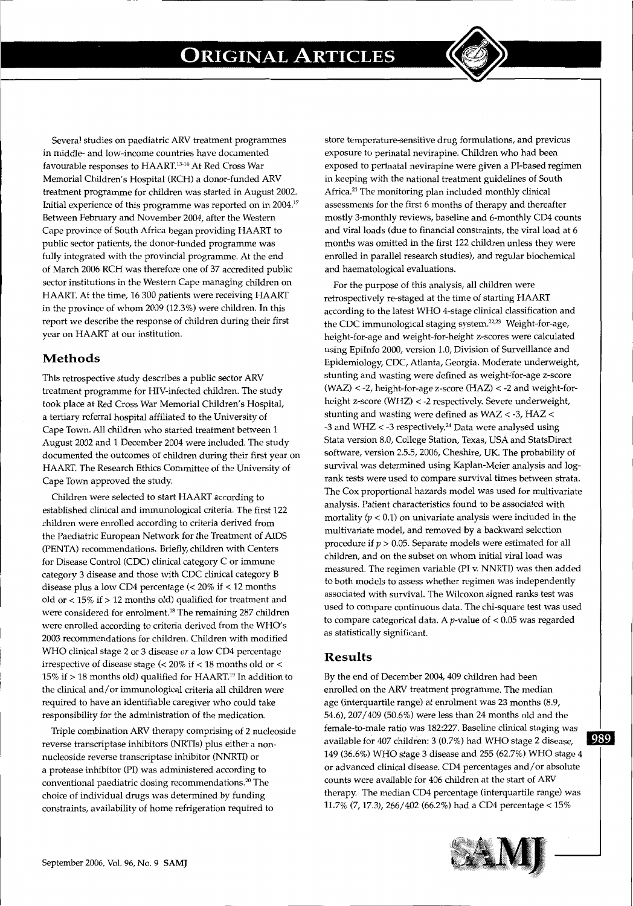Several studies on paediatric ARV treatment programmes in middle- and low-income countries have documented favourable responses to HAART.[13-16] At Red Cross War Memorial Children's Hospital (RCH) a donor-funded ARV treatment programme for children was started in August 2002. Initial experience of this programme was reported on in 2004.[17] Between February and November 2004, after the Western Cape province of South Africa began providing HAART to public sector patients, the donor-funded programme was fully integrated with the provincial programme. At the end of March 2006 RCH was therefore one of 37 accredited public sector institutions in the Western Cape managing children on HAART. At the time, 16 300 patients were receiving HAART in the province of whom 2009 (12.3%) were children. In this report we describe the response of children during their first year on HAART at our institution.

## Methods

This retrospective study describes a public sector ARV treatment programme for HIV-infected children. The study took place at Red Cross War Memorial Children's Hospital, a tertiary referral hospital affiliated to the University of Cape Town. All children who started treatment between 1 August 2002 and 1 December 2004 were included. The study documented the outcomes of children during their first year on HAART. The Research Ethics Committee of the University of Cape Town approved the study.

Children were selected to start HAART according to established clinical and immunological criteria. The first 122 children were enrolled according to criteria derived from the Paediatric European Network for the Treatment of AIDS (PENTA) recommendations. Briefly, children with Centers for Disease Control (CDC) clinical category C or immune category 3 disease and those with CDC clinical category B disease plus a low CD4 percentage (< 20% if < 12 months old or < 15% if > 12 months old) qualified for treatment and were considered for enrolment.[18] The remaining 287 children were enrolled according to criteria derived from the WHO's 2003 recommendations for children. Children with modified WHO clinical stage 2 or 3 disease *or* a low CD4 percentage irrespective of disease stage (< 20% if < 18 months old or < 15% if > 18 months old) qualified for HAART.[19] In addition to the clinical and/or immunological criteria all children were required to have an identifiable caregiver who could take responsibility for the administration of the medication.

Triple combination ARV therapy comprising of 2 nucleoside reverse transcriptase inhibitors (NRTIs) plus either a non-nucleoside reverse transcriptase inhibitor (NNRTI) or a protease inhibitor (PI) was administered according to conventional paediatric dosing recommendations.[20] The choice of individual drugs was determined by funding constraints, availability of home refrigeration required to store temperature-sensitive drug formulations, and previous exposure to perinatal nevirapine. Children who had been exposed to perinatal nevirapine were given a PI-based regimen in keeping with the national treatment guidelines of South Africa.[21] The monitoring plan included monthly clinical assessments for the first 6 months of therapy and thereafter mostly 3-monthly reviews, baseline and 6-monthly CD4 counts and viral loads (due to financial constraints, the viral load at 6 months was omitted in the first 122 children unless they were enrolled in parallel research studies), and regular biochemical and haematological evaluations.

For the purpose of this analysis, all children were retrospectively re-staged at the time of starting HAART according to the latest WHO 4-stage clinical classification and the CDC immunological staging system.[22,23] Weight-for-age, height-for-age and weight-for-height z-scores were calculated using EpiInfo 2000, version 1.0, Division of Surveillance and Epidemiology, CDC, Atlanta, Georgia. Moderate underweight, stunting and wasting were defined as weight-for-age z-score (WAZ) < -2, height-for-age z-score (HAZ) < -2 and weight-for-height z-score (WHZ) < -2 respectively. Severe underweight, stunting and wasting were defined as WAZ < -3, HAZ < -3 and WHZ < -3 respectively.[24] Data were analysed using Stata version 8.0, College Station, Texas, USA and StatsDirect software, version 2.5.5, 2006, Cheshire, UK. The probability of survival was determined using Kaplan-Meier analysis and log-rank tests were used to compare survival times between strata. The Cox proportional hazards model was used for multivariate analysis. Patient characteristics found to be associated with mortality ($p < 0.1$) on univariate analysis were included in the multivariate model, and removed by a backward selection procedure if $p > 0.05$. Separate models were estimated for all children, and on the subset on whom initial viral load was measured. The regimen variable (PI v. NNRTI) was then added to both models to assess whether regimen was independently associated with survival. The Wilcoxon signed ranks test was used to compare continuous data. The chi-square test was used to compare categorical data. A $p$-value of < 0.05 was regarded as statistically significant.

## Results

By the end of December 2004, 409 children had been enrolled on the ARV treatment programme. The median age (interquartile range) at enrolment was 23 months (8.9, 54.6), 207/409 (50.6%) were less than 24 months old and the female-to-male ratio was 182:227. Baseline clinical staging was available for 407 children: 3 (0.7%) had WHO stage 2 disease, 149 (36.6%) WHO stage 3 disease and 255 (62.7%) WHO stage 4 or advanced clinical disease. CD4 percentages and/or absolute counts were available for 406 children at the start of ARV therapy. The median CD4 percentage (interquartile range) was 11.7% (7, 17.3), 266/402 (66.2%) had a CD4 percentage < 15%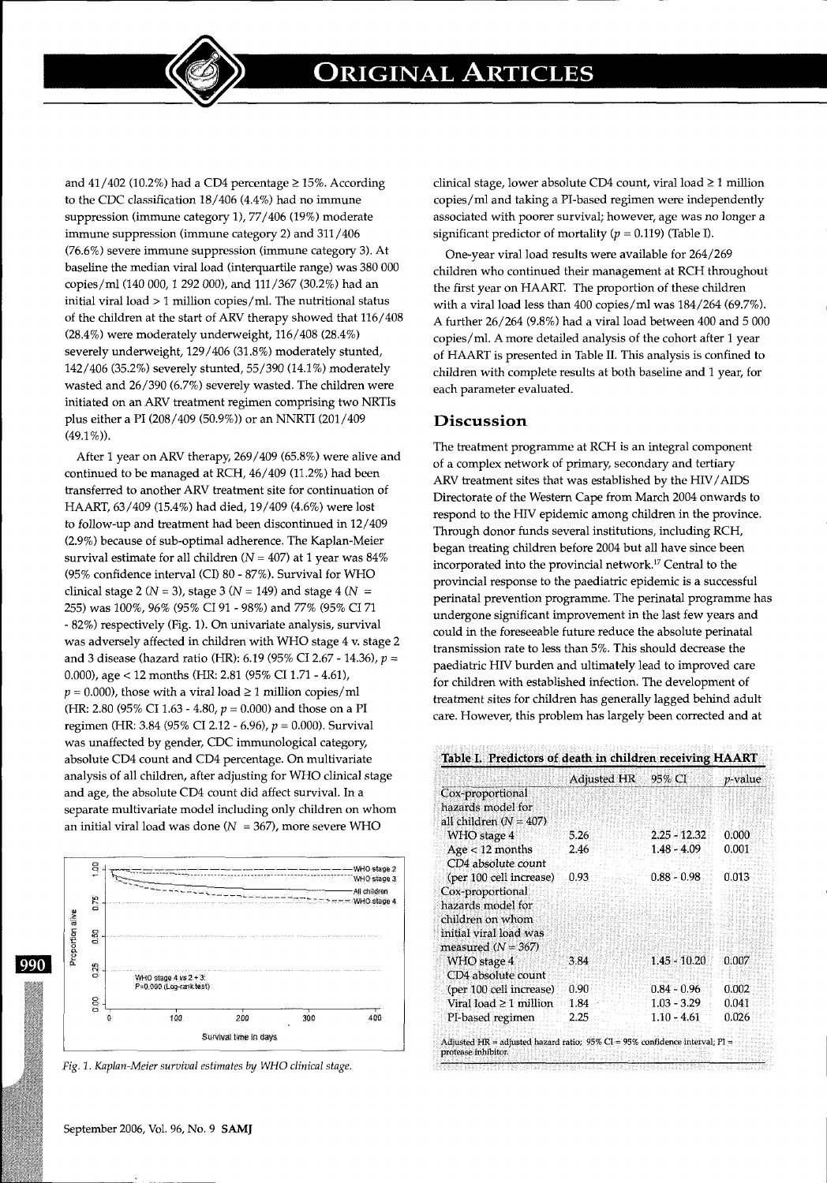and 41/402 (10.2%) had a CD4 percentage ≥ 15%. According to the CDC classification 18/406 (4.4%) had no immune suppression (immune category 1), 77/406 (19%) moderate immune suppression (immune category 2) and 311/406 (76.6%) severe immune suppression (immune category 3). At baseline the median viral load (interquartile range) was 380 000 copies/ml (140 000, 1 292 000), and 111/367 (30.2%) had an initial viral load > 1 million copies/ml. The nutritional status of the children at the start of ARV therapy showed that 116/408 (28.4%) were moderately underweight, 116/408 (28.4%) severely underweight, 129/406 (31.8%) moderately stunted, 142/406 (35.2%) severely stunted, 55/390 (14.1%) moderately wasted and 26/390 (6.7%) severely wasted. The children were initiated on an ARV treatment regimen comprising two NRTIs plus either a PI (208/409 (50.9%)) or an NNRTI (201/409 (49.1%)).

After 1 year on ARV therapy, 269/409 (65.8%) were alive and continued to be managed at RCH, 46/409 (11.2%) had been transferred to another ARV treatment site for continuation of HAART, 63/409 (15.4%) had died, 19/409 (4.6%) were lost to follow-up and treatment had been discontinued in 12/409 (2.9%) because of sub-optimal adherence. The Kaplan-Meier survival estimate for all children ($N = 407$) at 1 year was 84% (95% confidence interval (CI) 80 - 87%). Survival for WHO clinical stage 2 ($N = 3$), stage 3 ($N = 149$) and stage 4 ($N = 255$) was 100%, 96% (95% CI 91 - 98%) and 77% (95% CI 71 - 82%) respectively (Fig. 1). On univariate analysis, survival was adversely affected in children with WHO stage 4 v. stage 2 and 3 disease (hazard ratio (HR): 6.19 (95% CI 2.67 - 14.36), $p = 0.000$), age < 12 months (HR: 2.81 (95% CI 1.71 - 4.61), $p = 0.000$), those with a viral load ≥ 1 million copies/ml (HR: 2.80 (95% CI 1.63 - 4.80, $p = 0.000$) and those on a PI regimen (HR: 3.84 (95% CI 2.12 - 6.96), $p = 0.000$). Survival was unaffected by gender, CDC immunological category, absolute CD4 count and CD4 percentage. On multivariate analysis of all children, after adjusting for WHO clinical stage and age, the absolute CD4 count did affect survival. In a separate multivariate model including only children on whom an initial viral load was done ($N = 367$), more severe WHO clinical stage, lower absolute CD4 count, viral load ≥ 1 million copies/ml and taking a PI-based regimen were independently associated with poorer survival; however, age was no longer a significant predictor of mortality ($p = 0.119$) (Table I).

*Fig. 1. Kaplan-Meier survival estimates by WHO clinical stage.*

One-year viral load results were available for 264/269 children who continued their management at RCH throughout the first year on HAART. The proportion of these children with a viral load less than 400 copies/ml was 184/264 (69.7%). A further 26/264 (9.8%) had a viral load between 400 and 5 000 copies/ml. A more detailed analysis of the cohort after 1 year of HAART is presented in Table II. This analysis is confined to children with complete results at both baseline and 1 year, for each parameter evaluated.

## Discussion

The treatment programme at RCH is an integral component of a complex network of primary, secondary and tertiary ARV treatment sites that was established by the HIV/AIDS Directorate of the Western Cape from March 2004 onwards to respond to the HIV epidemic among children in the province. Through donor funds several institutions, including RCH, began treating children before 2004 but all have since been incorporated into the provincial network.[17] Central to the provincial response to the paediatric epidemic is a successful perinatal prevention programme. The perinatal programme has undergone significant improvement in the last few years and could in the foreseeable future reduce the absolute perinatal transmission rate to less than 5%. This should decrease the paediatric HIV burden and ultimately lead to improved care for children with established infection. The development of treatment sites for children has generally lagged behind adult care. However, this problem has largely been corrected and at

**Table I. Predictors of death in children receiving HAART**

| | Adjusted HR | 95% CI | *p*-value |
|---|---|---|---|
| Cox-proportional hazards model for all children ($N = 407$) | | | |
| WHO stage 4 | 5.26 | 2.25 - 12.32 | 0.000 |
| Age < 12 months | 2.46 | 1.48 - 4.09 | 0.001 |
| CD4 absolute count (per 100 cell increase) | 0.93 | 0.88 - 0.98 | 0.013 |
| Cox-proportional hazards model for children on whom initial viral load was measured ($N = 367$) | | | |
| WHO stage 4 | 3.84 | 1.45 - 10.20 | 0.007 |
| CD4 absolute count (per 100 cell increase) | 0.90 | 0.84 - 0.96 | 0.002 |
| Viral load ≥ 1 million | 1.84 | 1.03 - 3.29 | 0.041 |
| PI-based regimen | 2.25 | 1.10 - 4.61 | 0.026 |

Adjusted HR = adjusted hazard ratio; 95% CI = 95% confidence interval; PI = protease inhibitor.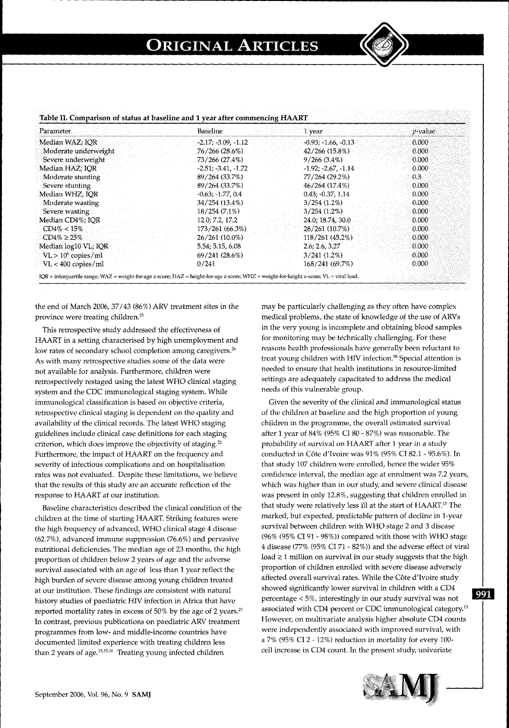**Table II. Comparison of status at baseline and 1 year after commencing HAART**

| Parameter | Baseline | 1 year | *p*-value |
|---|---|---|---|
| Median WAZ; IQR | -2.17; -3.09, -1.12 | -0.93; -1.66, -0.13 | 0.000 |
| Moderate underweight | 76/266 (28.6%) | 42/266 (15.8%) | 0.000 |
| Severe underweight | 73/266 (27.4%) | 9/266 (3.4%) | 0.000 |
| Median HAZ; IQR | -2.51; -3.41, -1.72 | -1.92; -2.67, -1.14 | 0.000 |
| Moderate stunting | 89/264 (33.7%) | 77/264 (29.2%) | 0.3 |
| Severe stunting | 89/264 (33.7%) | 46/264 (17.4%) | 0.000 |
| Median WHZ; IQR | -0.63; -1.77, 0.4 | 0.43; -0.37, 1.14 | 0.000 |
| Moderate wasting | 34/254 (13.4%) | 3/254 (1.2%) | 0.000 |
| Severe wasting | 18/254 (7.1%) | 3/254 (1.2%) | 0.000 |
| Median CD4%; IQR | 12.0; 7.2, 17.2 | 24.0; 18.74, 30.0 | 0.000 |
| CD4% < 15% | 173/261 (66.3%) | 28/261 (10.7%) | 0.000 |
| CD4% ≥ 25% | 26/261 (10.0%) | 118/261 (45.2%) | 0.000 |
| Median log10 VL; IQR | 5.54; 5.15, 6.08 | 2.6; 2.6, 3.27 | 0.000 |
| VL > $10^6$ copies/ml | 69/241 (28.6%) | 3/241 (1.2%) | 0.000 |
| VL < 400 copies/ml | 0/241 | 168/241 (69.7%) | 0.000 |

IQR = interquartile range; WAZ = weight-for-age z-score; HAZ = height-for-age z-score; WHZ = weight-for-height z-score; VL = viral load.

the end of March 2006, 37/43 (86%) ARV treatment sites in the province were treating children.[25]

This retrospective study addressed the effectiveness of HAART in a setting characterised by high unemployment and low rates of secondary school completion among caregivers.[26] As with many retrospective studies some of the data were not available for analysis. Furthermore, children were retrospectively restaged using the latest WHO clinical staging system and the CDC immunological staging system. While immunological classification is based on objective criteria, retrospective clinical staging is dependent on the quality and availability of the clinical records. The latest WHO staging guidelines include clinical case definitions for each staging criterion, which does improve the objectivity of staging.[22] Furthermore, the impact of HAART on the frequency and severity of infectious complications and on hospitalisation rates was not evaluated. Despite these limitations, we believe that the results of this study are an accurate reflection of the response to HAART at our institution.

Baseline characteristics described the clinical condition of the children at the time of starting HAART. Striking features were the high frequency of advanced, WHO clinical stage 4 disease (62.7%), advanced immune suppression (76.6%) and pervasive nutritional deficiencies. The median age of 23 months, the high proportion of children below 2 years of age and the adverse survival associated with an age of less than 1 year reflect the high burden of severe disease among young children treated at our institution. These findings are consistent with natural history studies of paediatric HIV infection in Africa that have reported mortality rates in excess of 50% by the age of 2 years.[27] In contrast, previous publications on paediatric ARV treatment programmes from low- and middle-income countries have documented limited experience with treating children less than 2 years of age.[13,15,16] Treating young infected children may be particularly challenging as they often have complex medical problems, the state of knowledge of the use of ARVs in the very young is incomplete and obtaining blood samples for monitoring may be technically challenging. For these reasons health professionals have generally been reluctant to treat young children with HIV infection.[28] Special attention is needed to ensure that health institutions in resource-limited settings are adequately capacitated to address the medical needs of this vulnerable group.

Given the severity of the clinical and immunological status of the children at baseline and the high proportion of young children in the programme, the overall estimated survival after 1 year of 84% (95% CI 80 - 87%) was reasonable. The probability of survival on HAART after 1 year in a study conducted in Côte d'Ivoire was 91% (95% CI 82.1 - 95.6%). In that study 107 children were enrolled, hence the wider 95% confidence interval, the median age at enrolment was 7.2 years, which was higher than in our study, and severe clinical disease was present in only 12.8%, suggesting that children enrolled in that study were relatively less ill at the start of HAART.[13] The marked, but expected, predictable pattern of decline in 1-year survival between children with WHO stage 2 and 3 disease (96% (95% CI 91 - 98%)) compared with those with WHO stage 4 disease (77% (95% CI 71 - 82%)) and the adverse effect of viral load ≥ 1 million on survival in our study suggests that the high proportion of children enrolled with severe disease adversely affected overall survival rates. While the Côte d'Ivoire study showed significantly lower survival in children with a CD4 percentage < 5%, interestingly in our study survival was not associated with CD4 percent or CDC immunological category.[13] However, on multivariate analysis higher absolute CD4 counts were independently associated with improved survival, with a 7% (95% CI 2 - 12%) reduction in mortality for every 100-cell increase in CD4 count. In the present study, univariate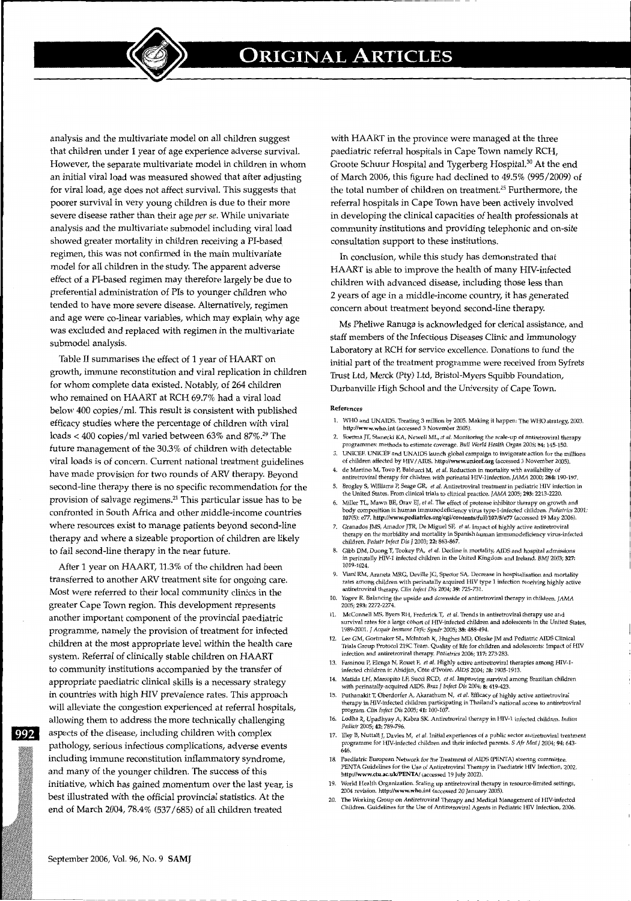analysis and the multivariate model on all children suggest that children under 1 year of age experience adverse survival. However, the separate multivariate model in children in whom an initial viral load was measured showed that after adjusting for viral load, age does not affect survival. This suggests that poorer survival in very young children is due to their more severe disease rather than their age *per se*. While univariate analysis and the multivariate submodel including viral load showed greater mortality in children receiving a PI-based regimen, this was not confirmed in the main multivariate model for all children in the study. The apparent adverse effect of a PI-based regimen may therefore largely be due to preferential administration of PIs to younger children who tended to have more severe disease. Alternatively, regimen and age were co-linear variables, which may explain why age was excluded and replaced with regimen in the multivariate submodel analysis.

Table II summarises the effect of 1 year of HAART on growth, immune reconstitution and viral replication in children for whom complete data existed. Notably, of 264 children who remained on HAART at RCH 69.7% had a viral load below 400 copies/ml. This result is consistent with published efficacy studies where the percentage of children with viral loads < 400 copies/ml varied between 63% and 87%.[29] The future management of the 30.3% of children with detectable viral loads is of concern. Current national treatment guidelines have made provision for two rounds of ARV therapy. Beyond second-line therapy there is no specific recommendation for the provision of salvage regimens.[21] This particular issue has to be confronted in South Africa and other middle-income countries where resources exist to manage patients beyond second-line therapy and where a sizeable proportion of children are likely to fail second-line therapy in the near future.

After 1 year on HAART, 11.3% of the children had been transferred to another ARV treatment site for ongoing care. Most were referred to their local community clinics in the greater Cape Town region. This development represents another important component of the provincial paediatric programme, namely the provision of treatment for infected children at the most appropriate level within the health care system. Referral of clinically stable children on HAART to community institutions accompanied by the transfer of appropriate paediatric clinical skills is a necessary strategy in countries with high HIV prevalence rates. This approach will alleviate the congestion experienced at referral hospitals, allowing them to address the more technically challenging aspects of the disease, including children with complex pathology, serious infectious complications, adverse events including immune reconstitution inflammatory syndrome, and many of the younger children. The success of this initiative, which has gained momentum over the last year, is best illustrated with the official provincial statistics. At the end of March 2004, 78.4% (537/685) of all children treated with HAART in the province were managed at the three paediatric referral hospitals in Cape Town namely RCH, Groote Schuur Hospital and Tygerberg Hospital.[30] At the end of March 2006, this figure had declined to 49.5% (995/2009) of the total number of children on treatment.[25] Furthermore, the referral hospitals in Cape Town have been actively involved in developing the clinical capacities of health professionals at community institutions and providing telephonic and on-site consultation support to these institutions.

In conclusion, while this study has demonstrated that HAART is able to improve the health of many HIV-infected children with advanced disease, including those less than 2 years of age in a middle-income country, it has generated concern about treatment beyond second-line therapy.

Ms Pheliwe Ranuga is acknowledged for clerical assistance, and staff members of the Infectious Diseases Clinic and Immunology Laboratory at RCH for service excellence. Donations to fund the initial part of the treatment programme were received from Syfrets Trust Ltd, Merck (Pty) Ltd, Bristol-Myers Squibb Foundation, Durbanville High School and the University of Cape Town.

#### References

1. WHO and UNAIDS. Treating 3 million by 2005. Making it happen: The WHO strategy, 2003. http://www.who.int (accessed 3 November 2005).
2. Boerma JT, Stanecki KA, Newell ML, *et al.* Monitoring the scale-up of antiretroviral therapy programmes: methods to estimate coverage. *Bull World Health Organ* 2005; **84:** 145-150.
3. UNICEF. UNICEF and UNAIDS launch global campaign to invigorate action for the millions of children affected by HIV/AIDS. http://www.unicef.org (accessed 3 November 2005).
4. de Martino M, Tovo P, Balducci M, *et al.* Reduction in mortality with availability of antiretroviral therapy for children with perinatal HIV-1infection. *JAMA* 2000; **284:** 190-197.
5. Brogley S, Williams P, Seage GR, *et al.* Antiretroviral treatment in pediatric HIV infection in the United States. From clinical trials to clinical practice. *JAMA* 2005; **293:** 2213-2220.
6. Miller TL, Mawn BE, Orav EJ, *et al.* The effect of protease inhibitor therapy on growth and body composition in human immunodeficiency virus type-1-infected children. *Pediatrics* 2001; **107**(5): e77. http://www.pediatrics.org/cgi/contents/full/107/5/e77 (accessed 19 May 2006).
7. Granados JMS, Amador JTR, De Miguel SF, *et al.* Impact of highly active antiretroviral therapy on the morbidity and mortality in Spanish human immunodeficiency virus-infected children. *Pediatr Infect Dis J* 2003; **22:** 863-867.
8. Gibb DM, Duong T, Tookey PA, *et al.* Decline in mortality, AIDS and hospital admissions in perinatally HIV-1 infected children in the United Kingdom and Ireland. *BMJ* 2003; **327:** 1019-1024.
9. Viani RM, Araneta MRG, Deville JG, Spector SA. Decrease in hospitalisation and mortality rates among children with perinatally acquired HIV type 1 infection receiving highly active antiretroviral therapy. *Clin Infect Dis* 2004; **39:** 725-731.
10. Yogev R. Balancing the upside and downside of antiretroviral therapy in children. *JAMA* 2005; **293:** 2272-2274.
11. McConnell MS, Byers RH, Frederick T, *et al.* Trends in antiretroviral therapy use and survival rates for a large cohort of HIV-infected children and adolescents in the United States, 1989-2001. *J Acquir Immune Defic Syndr* 2005; **38:** 488-494.
12. Lee GM, Gortmaker SL, McIntosh K, Hughes MD, Oleske JM and Pediatric AIDS Clinical Trials Group Protocol 219C Team. Quality of life for children and adolescents: Impact of HIV infection and antiretroviral therapy. *Pediatrics* 2006; **117:** 273-283.
13. Fassinou P, Elenga N, Rouet F, *et al.* Highly active antiretroviral therapies among HIV-1-infected children in Abidjan, Côte d'Ivoire. *AIDS* 2004; **18:** 1905-1913.
14. Matida LH, Marcopito LF, Succi RCD, *et al.* Improving survival among Brazilian children with perinatally-acquired AIDS. *Braz J Infect Dis* 2004; **8:** 419-423.
15. Puthanakit T, Oberdorfer A, Akarathum N, *et al.* Efficacy of highly active antiretroviral therapy in HIV-infected children participating in Thailand's national access to antiretroviral program. *Clin Infect Dis* 2005; **41:** 100-107.
16. Lodha R, Upadhyay A, Kabra SK. Antiretroviral therapy in HIV-1 infected children. *Indian Pediatr* 2005; **42:** 789-796.
17. Eley B, Nuttall J, Davies M, *et al.* Initial experiences of a public sector antiretroviral treatment programme for HIV-infected children and their infected parents. *S Afr Med J* 2004; **94:** 643-646.
18. Paediatric European Network for the Treatment of AIDS (PENTA) steering committee. PENTA Guidelines for the Use of Antiretroviral Therapy in Paediatric HIV Infection, 2002. http://www.ctu.ac.uk/PENTA/ (accessed 19 July 2002).
19. World Health Organization. Scaling up antiretroviral therapy in resource-limited settings, 2004 revision. http://www.who.int (accessed 20 January 2005).
20. The Working Group on Antiretroviral Therapy and Medical Management of HIV-infected Children. Guidelines for the Use of Antiretroviral Agents in Pediatric HIV Infection, 2006.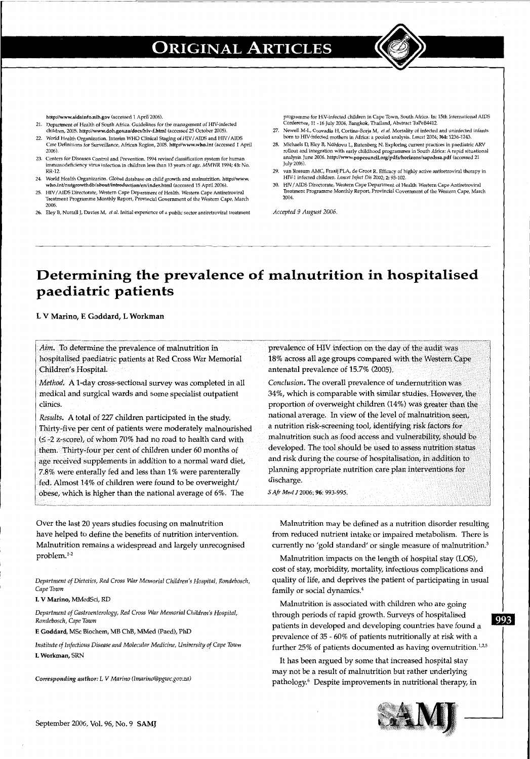http://www.aidsinfo.nih.gov (accessed 1 April 2006).

21. Department of Health of South Africa. Guidelines for the management of HIV-infected children, 2005. http://www.doh.gov.za/docs/hiv-f.html (accessed 25 October 2005).
22. World Health Organization. Interim WHO Clinical Staging of HIV/AIDS and HIV/AIDS Case Definitions for Surveillance, African Region, 2005. http://www.who.int (accessed 1 April 2006).
23. Centers for Disease Control and Prevention. 1994 revised classification system for human immunodeficiency virus infection in children less than 13 years of age. *MMWR* 1994; **43**: No. RR-12.
24. World Health Organization. Global database on child growth and malnutrition. http://www.who.int/nutgrowthdb/about/introduction/en/index.html (accessed 15 April 2006).
25. HIV/AIDS Directorate, Western Cape Department of Health. Western Cape Antiretroviral Treatment Programme Monthly Report, Provincial Government of the Western Cape, March 2006.
26. Eley B, Nuttall J, Davies M, *et al*. Initial experience of a public sector antiretroviral treatment programme for HIV-infected children in Cape Town, South Africa. In: 15th International AIDS Conference, 11 - 16 July 2004, Bangkok, Thailand, Abstract TuPeB4412.
27. Newell M-L, Coovadia H, Cortina-Borja M, *et al*. Mortality of infected and uninfected infants born to HIV-infected mothers in Africa: a pooled analysis. *Lancet* 2004; **364**: 1236-1243.
28. Michaels D, Eley B, Ndhlovu L, Rutenberg N. Exploring current practices in paediatric ARV rollout and integration with early childhood programmes in South Africa: A rapid situational analysis. June 2006. http://www.popcouncil.org/pdfs/horizons/sapedssa.pdf (accessed 21 July 2006).
29. van Rossum AMC, Fraaij PLA, de Groot R. Efficacy of highly active antiretroviral therapy in HIV-1 infected children. *Lancet Infect Dis* 2002; **2**: 93-102.
30. HIV/AIDS Directorate, Western Cape Department of Health. Western Cape Antiretroviral Treatment Programme Monthly Report, Provincial Government of the Western Cape, March 2004.

*Accepted 9 August 2006.*

# Determining the prevalence of malnutrition in hospitalised paediatric patients

**L V Marino, E Goddard, L Workman**

*Aim.* To determine the prevalence of malnutrition in hospitalised paediatric patients at Red Cross War Memorial Children's Hospital.

*Method.* A 1-day cross-sectional survey was completed in all medical and surgical wards and some specialist outpatient clinics.

*Results.* A total of 227 children participated in the study. Thirty-five per cent of patients were moderately malnourished (≤ -2 z-score), of whom 70% had no road to health card with them. Thirty-four per cent of children under 60 months of age received supplements in addition to a normal ward diet, 7.8% were enterally fed and less than 1% were parenterally fed. Almost 14% of children were found to be overweight/obese, which is higher than the national average of 6%. The prevalence of HIV infection on the day of the audit was 18% across all age groups compared with the Western Cape antenatal prevalence of 15.7% (2005).

*Conclusion.* The overall prevalence of undernutrition was 34%, which is comparable with similar studies. However, the proportion of overweight children (14%) was greater than the national average. In view of the level of malnutrition seen, a nutrition risk-screening tool, identifying risk factors for malnutrition such as food access and vulnerability, should be developed. The tool should be used to assess nutrition status and risk during the course of hospitalisation, in addition to planning appropriate nutrition care plan interventions for discharge.

*S Afr Med J* 2006; **96**: 993-995.

Over the last 20 years studies focusing on malnutrition have helped to define the benefits of nutrition intervention. Malnutrition remains a widespread and largely unrecognised problem.[1,2]

*Department of Dietetics, Red Cross War Memorial Children's Hospital, Rondebosch, Cape Town*

**L V Marino**, MMedSci, RD

*Department of Gastroenterology, Red Cross War Memorial Children's Hospital, Rondebosch, Cape Town*

**E Goddard**, MSc Biochem, MB ChB, MMed (Paed), PhD

*Institute of Infectious Disease and Molecular Medicine, University of Cape Town*

**L Workman**, SRN

*Corresponding author: L V Marino (lmarino@pgwc.gov.za)*

Malnutrition may be defined as a nutrition disorder resulting from reduced nutrient intake or impaired metabolism. There is currently no 'gold standard' or single measure of malnutrition.[3]

Malnutrition impacts on the length of hospital stay (LOS), cost of stay, morbidity, mortality, infectious complications and quality of life, and deprives the patient of participating in usual family or social dynamics.[4]

Malnutrition is associated with children who are going through periods of rapid growth. Surveys of hospitalised patients in developed and developing countries have found a prevalence of 35 - 60% of patients nutritionally at risk with a further 25% of patients documented as having overnutrition.[1,2,5]

It has been argued by some that increased hospital stay may not be a result of malnutrition but rather underlying pathology.[6] Despite improvements in nutritional therapy, in